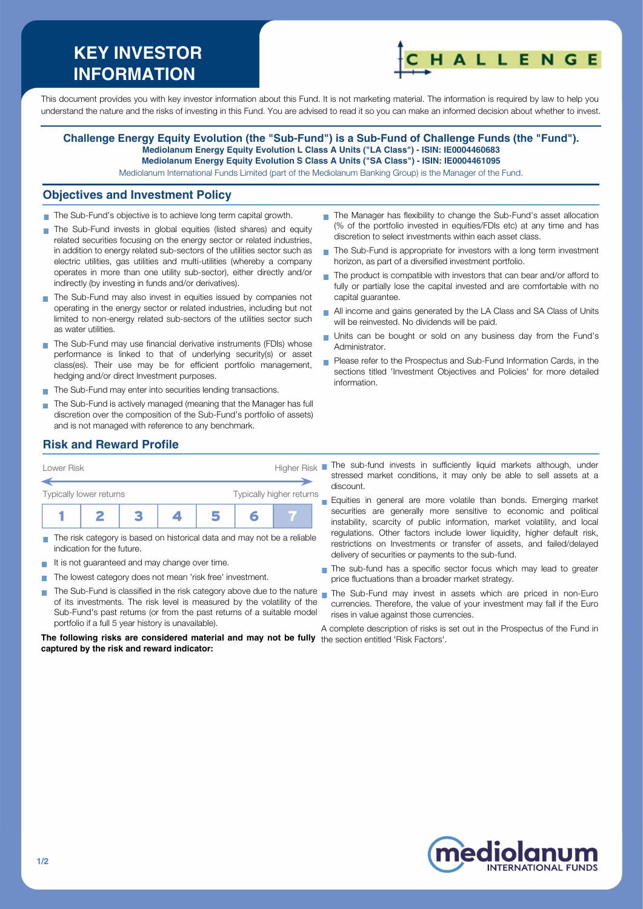# KEY INVESTOR INFORMATION

This document provides you with key investor information about this Fund. It is not marketing material. The information is required by law to help you understand the nature and the risks of investing in this Fund. You are advised to read it so you can make an informed decision about whether to invest.

**Challenge Energy Equity Evolution (the "Sub-Fund") is a Sub-Fund of Challenge Funds (the "Fund").**
**Mediolanum Energy Equity Evolution L Class A Units ("LA Class") - ISIN: IE0004460683**
**Mediolanum Energy Equity Evolution S Class A Units ("SA Class") - ISIN: IE0004461095**
Mediolanum International Funds Limited (part of the Mediolanum Banking Group) is the Manager of the Fund.

## Objectives and Investment Policy

- The Sub-Fund's objective is to achieve long term capital growth.
- The Sub-Fund invests in global equities (listed shares) and equity related securities focusing on the energy sector or related industries, in addition to energy related sub-sectors of the utilities sector such as electric utilities, gas utilities and multi-utilities (whereby a company operates in more than one utility sub-sector), either directly and/or indirectly (by investing in funds and/or derivatives).
- The Sub-Fund may also invest in equities issued by companies not operating in the energy sector or related industries, including but not limited to non-energy related sub-sectors of the utilities sector such as water utilities.
- The Sub-Fund may use financial derivative instruments (FDIs) whose performance is linked to that of underlying security(s) or asset class(es). Their use may be for efficient portfolio management, hedging and/or direct Investment purposes.
- The Sub-Fund may enter into securities lending transactions.
- The Sub-Fund is actively managed (meaning that the Manager has full discretion over the composition of the Sub-Fund's portfolio of assets) and is not managed with reference to any benchmark.
- The Manager has flexibility to change the Sub-Fund's asset allocation (% of the portfolio invested in equities/FDIs etc) at any time and has discretion to select investments within each asset class.
- The Sub-Fund is appropriate for investors with a long term investment horizon, as part of a diversified investment portfolio.
- The product is compatible with investors that can bear and/or afford to fully or partially lose the capital invested and are comfortable with no capital guarantee.
- All income and gains generated by the LA Class and SA Class of Units will be reinvested. No dividends will be paid.
- Units can be bought or sold on any business day from the Fund's Administrator.
- Please refer to the Prospectus and Sub-Fund Information Cards, in the sections titled 'Investment Objectives and Policies' for more detailed information.

## Risk and Reward Profile

Lower Risk — Higher Risk

Typically lower returns — Typically higher returns

| 1 | 2 | 3 | 4 | 5 | 6 | **7** |
|---|---|---|---|---|---|---|

- The risk category is based on historical data and may not be a reliable indication for the future.
- It is not guaranteed and may change over time.
- The lowest category does not mean 'risk free' investment.
- The Sub-Fund is classified in the risk category above due to the nature of its investments. The risk level is measured by the volatility of the Sub-Fund's past returns (or from the past returns of a suitable model portfolio if a full 5 year history is unavailable).

**The following risks are considered material and may not be fully captured by the risk and reward indicator:**

- The sub-fund invests in sufficiently liquid markets although, under stressed market conditions, it may only be able to sell assets at a discount.
- Equities in general are more volatile than bonds. Emerging market securities are generally more sensitive to economic and political instability, scarcity of public information, market volatility, and local regulations. Other factors include lower liquidity, higher default risk, restrictions on Investments or transfer of assets, and failed/delayed delivery of securities or payments to the sub-fund.
- The sub-fund has a specific sector focus which may lead to greater price fluctuations than a broader market strategy.
- The Sub-Fund may invest in assets which are priced in non-Euro currencies. Therefore, the value of your investment may fall if the Euro rises in value against those currencies.

A complete description of risks is set out in the Prospectus of the Fund in the section entitled 'Risk Factors'.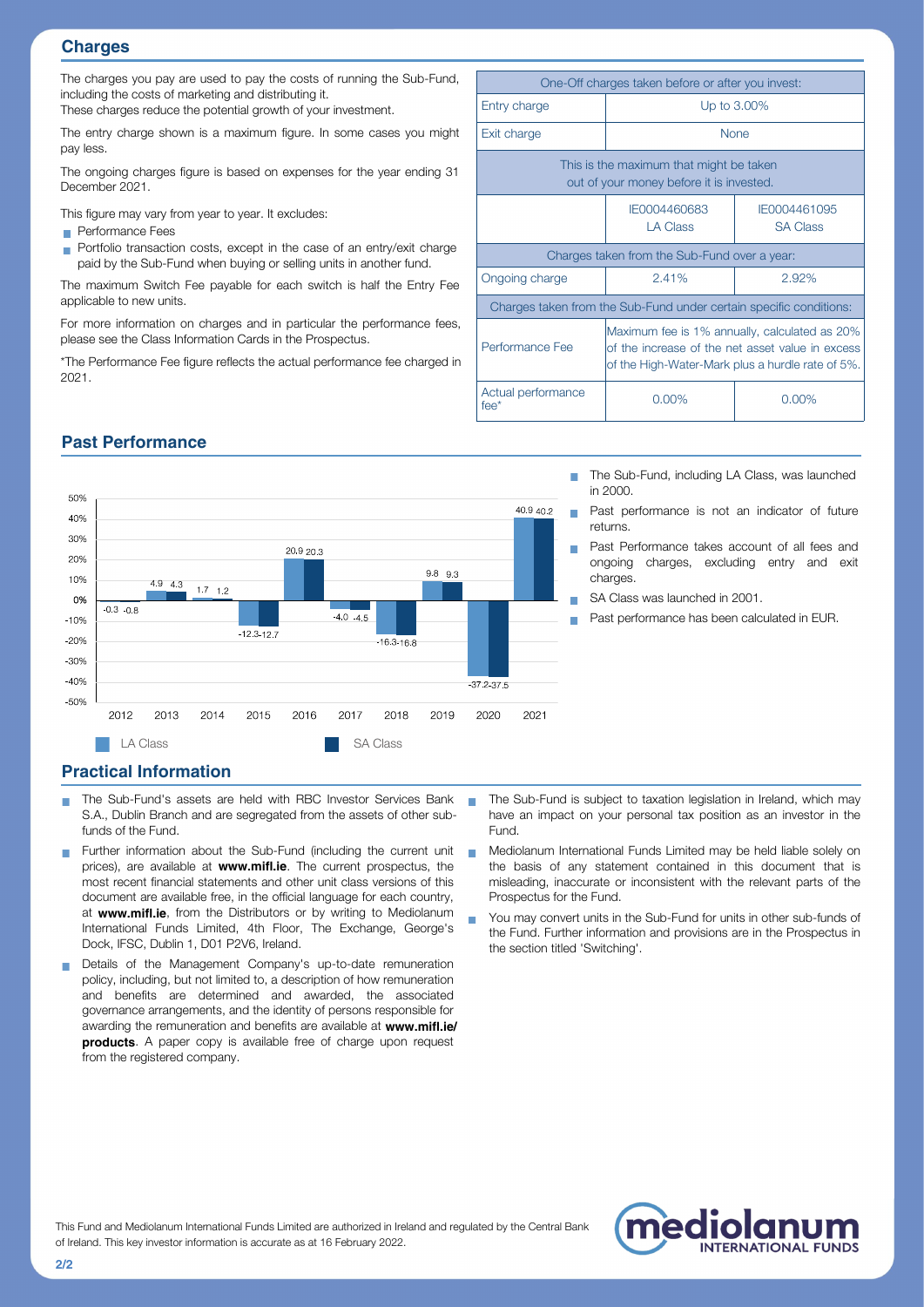## Charges

The charges you pay are used to pay the costs of running the Sub-Fund, including the costs of marketing and distributing it.
These charges reduce the potential growth of your investment.

The entry charge shown is a maximum figure. In some cases you might pay less.

The ongoing charges figure is based on expenses for the year ending 31 December 2021.

This figure may vary from year to year. It excludes:

- Performance Fees
- Portfolio transaction costs, except in the case of an entry/exit charge paid by the Sub-Fund when buying or selling units in another fund.

The maximum Switch Fee payable for each switch is half the Entry Fee applicable to new units.

For more information on charges and in particular the performance fees, please see the Class Information Cards in the Prospectus.

*The Performance Fee figure reflects the actual performance fee charged in 2021.

| One-Off charges taken before or after you invest: | | |
|---|---|---|
| Entry charge | Up to 3.00% | |
| Exit charge | None | |
| This is the maximum that might be taken out of your money before it is invested. | | |
| | IE0004460683 LA Class | IE0004461095 SA Class |
| Charges taken from the Sub-Fund over a year: | | |
| Ongoing charge | 2.41% | 2.92% |
| Charges taken from the Sub-Fund under certain specific conditions: | | |
| Performance Fee | Maximum fee is 1% annually, calculated as 20% of the increase of the net asset value in excess of the High-Water-Mark plus a hurdle rate of 5%. | |
| Actual performance fee* | 0.00% | 0.00% |

## Past Performance

50%
40%
30%
20%
10%
0%
-10%
-20%
-30%
-40%
-50%

-0.3 -0.8
4.9 4.3
1.7 1.2
-12.3 -12.7
20.9 20.3
-4.0 -4.5
-16.3 -16.8
9.8 9.3
-37.2 -37.5
40.9 40.2

2012 2013 2014 2015 2016 2017 2018 2019 2020 2021

LA Class SA Class

- The Sub-Fund, including LA Class, was launched in 2000.
- Past performance is not an indicator of future returns.
- Past Performance takes account of all fees and ongoing charges, excluding entry and exit charges.
- SA Class was launched in 2001.
- Past performance has been calculated in EUR.

## Practical Information

- The Sub-Fund's assets are held with RBC Investor Services Bank S.A., Dublin Branch and are segregated from the assets of other sub-funds of the Fund.
- Further information about the Sub-Fund (including the current unit prices), are available at **www.mifl.ie**. The current prospectus, the most recent financial statements and other unit class versions of this document are available free, in the official language for each country, at **www.mifl.ie**, from the Distributors or by writing to Mediolanum International Funds Limited, 4th Floor, The Exchange, George's Dock, IFSC, Dublin 1, D01 P2V6, Ireland.
- Details of the Management Company's up-to-date remuneration policy, including, but not limited to, a description of how remuneration and benefits are determined and awarded, the associated governance arrangements, and the identity of persons responsible for awarding the remuneration and benefits are available at **www.mifl.ie/products**. A paper copy is available free of charge upon request from the registered company.
- The Sub-Fund is subject to taxation legislation in Ireland, which may have an impact on your personal tax position as an investor in the Fund.
- Mediolanum International Funds Limited may be held liable solely on the basis of any statement contained in this document that is misleading, inaccurate or inconsistent with the relevant parts of the Prospectus for the Fund.
- You may convert units in the Sub-Fund for units in other sub-funds of the Fund. Further information and provisions are in the Prospectus in the section titled 'Switching'.

This Fund and Mediolanum International Funds Limited are authorized in Ireland and regulated by the Central Bank of Ireland. This key investor information is accurate as at 16 February 2022.

mediolanum INTERNATIONAL FUNDS